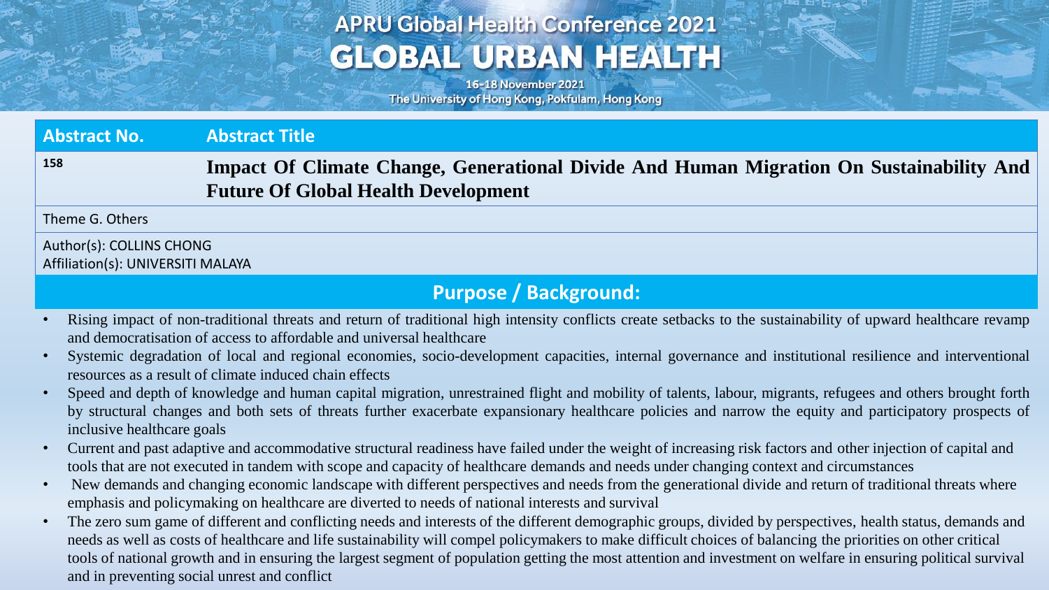# APRU Global Health Conference 2021

## GLOBAL URBAN HEALTH

16-18 November 2021
The University of Hong Kong, Pokfulam, Hong Kong

| Abstract No. | Abstract Title |
|---|---|
| 158 | **Impact Of Climate Change, Generational Divide And Human Migration On Sustainability And Future Of Global Health Development** |

Theme G. Others

Author(s): COLLINS CHONG
Affiliation(s): UNIVERSITI MALAYA

## Purpose / Background:

- Rising impact of non-traditional threats and return of traditional high intensity conflicts create setbacks to the sustainability of upward healthcare revamp and democratisation of access to affordable and universal healthcare
- Systemic degradation of local and regional economies, socio-development capacities, internal governance and institutional resilience and interventional resources as a result of climate induced chain effects
- Speed and depth of knowledge and human capital migration, unrestrained flight and mobility of talents, labour, migrants, refugees and others brought forth by structural changes and both sets of threats further exacerbate expansionary healthcare policies and narrow the equity and participatory prospects of inclusive healthcare goals
- Current and past adaptive and accommodative structural readiness have failed under the weight of increasing risk factors and other injection of capital and tools that are not executed in tandem with scope and capacity of healthcare demands and needs under changing context and circumstances
- New demands and changing economic landscape with different perspectives and needs from the generational divide and return of traditional threats where emphasis and policymaking on healthcare are diverted to needs of national interests and survival
- The zero sum game of different and conflicting needs and interests of the different demographic groups, divided by perspectives, health status, demands and needs as well as costs of healthcare and life sustainability will compel policymakers to make difficult choices of balancing the priorities on other critical tools of national growth and in ensuring the largest segment of population getting the most attention and investment on welfare in ensuring political survival and in preventing social unrest and conflict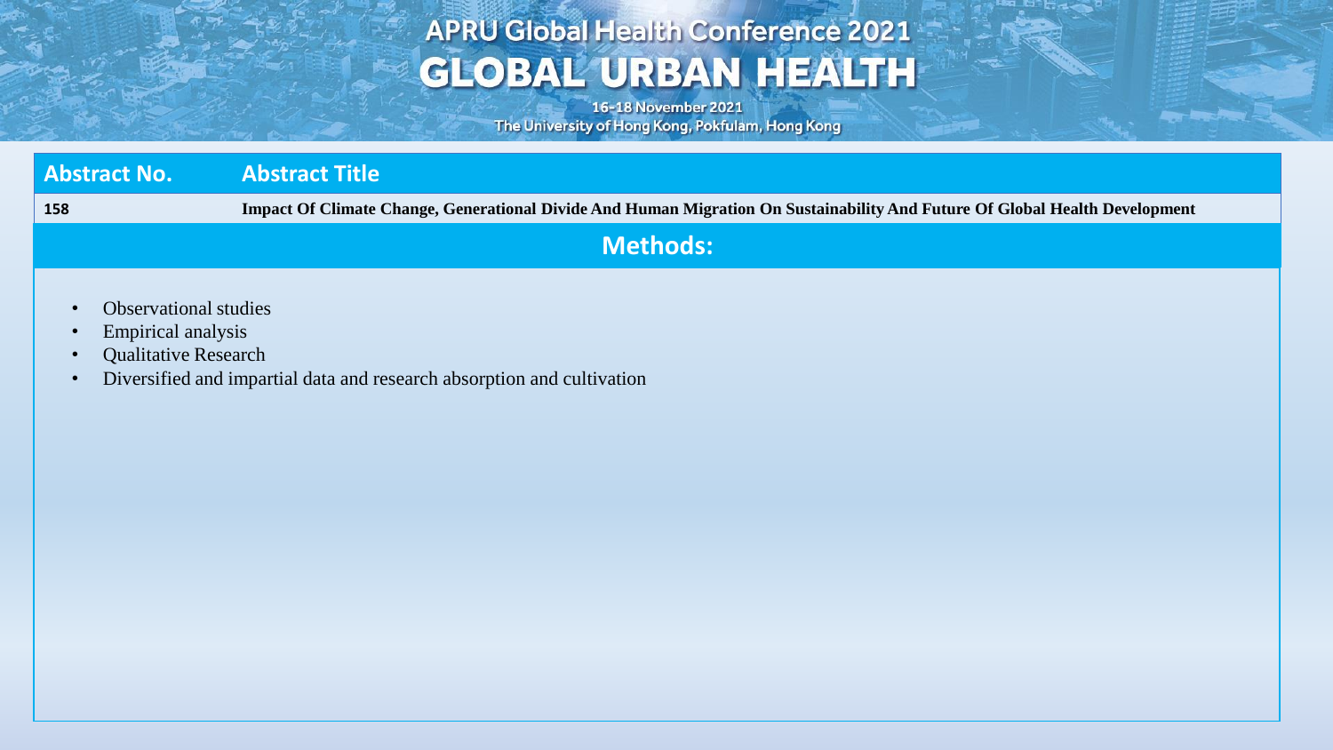| Abstract No. | Abstract Title |
| --- | --- |
| 158 | **Impact Of Climate Change, Generational Divide And Human Migration On Sustainability And Future Of Global Health Development** |

## Methods:

- Observational studies
- Empirical analysis
- Qualitative Research
- Diversified and impartial data and research absorption and cultivation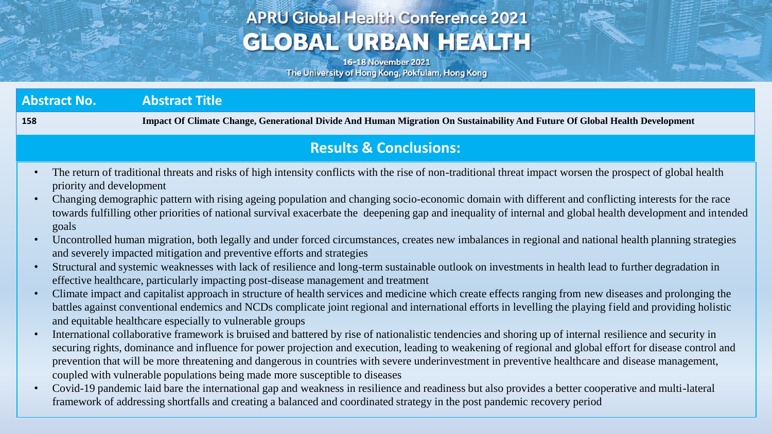# APRU Global Health Conference 2021
# GLOBAL URBAN HEALTH

16-18 November 2021
The University of Hong Kong, Pokfulam, Hong Kong

| Abstract No. | Abstract Title |
| --- | --- |
| 158 | **Impact Of Climate Change, Generational Divide And Human Migration On Sustainability And Future Of Global Health Development** |

## Results & Conclusions:

- The return of traditional threats and risks of high intensity conflicts with the rise of non-traditional threat impact worsen the prospect of global health priority and development
- Changing demographic pattern with rising ageing population and changing socio-economic domain with different and conflicting interests for the race towards fulfilling other priorities of national survival exacerbate the deepening gap and inequality of internal and global health development and intended goals
- Uncontrolled human migration, both legally and under forced circumstances, creates new imbalances in regional and national health planning strategies and severely impacted mitigation and preventive efforts and strategies
- Structural and systemic weaknesses with lack of resilience and long-term sustainable outlook on investments in health lead to further degradation in effective healthcare, particularly impacting post-disease management and treatment
- Climate impact and capitalist approach in structure of health services and medicine which create effects ranging from new diseases and prolonging the battles against conventional endemics and NCDs complicate joint regional and international efforts in levelling the playing field and providing holistic and equitable healthcare especially to vulnerable groups
- International collaborative framework is bruised and battered by rise of nationalistic tendencies and shoring up of internal resilience and security in securing rights, dominance and influence for power projection and execution, leading to weakening of regional and global effort for disease control and prevention that will be more threatening and dangerous in countries with severe underinvestment in preventive healthcare and disease management, coupled with vulnerable populations being made more susceptible to diseases
- Covid-19 pandemic laid bare the international gap and weakness in resilience and readiness but also provides a better cooperative and multi-lateral framework of addressing shortfalls and creating a balanced and coordinated strategy in the post pandemic recovery period